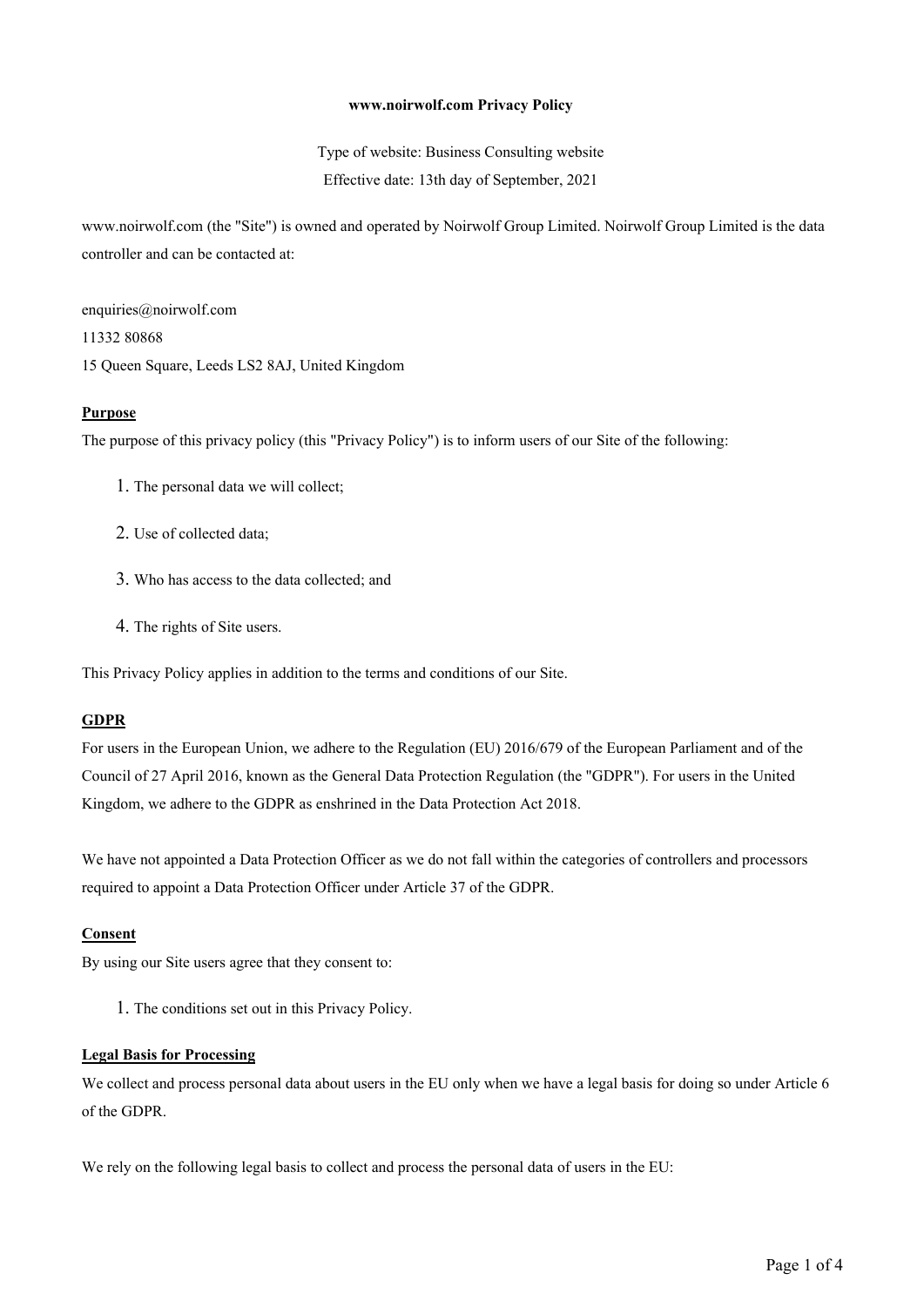**www.noirwolf.com Privacy Policy**

Type of website: Business Consulting website

Effective date: 13th day of September, 2021

www.noirwolf.com (the "Site") is owned and operated by Noirwolf Group Limited. Noirwolf Group Limited is the data controller and can be contacted at:

enquiries@noirwolf.com

11332 80868

15 Queen Square, Leeds LS2 8AJ, United Kingdom

## Purpose

The purpose of this privacy policy (this "Privacy Policy") is to inform users of our Site of the following:

1. The personal data we will collect;
2. Use of collected data;
3. Who has access to the data collected; and
4. The rights of Site users.

This Privacy Policy applies in addition to the terms and conditions of our Site.

## GDPR

For users in the European Union, we adhere to the Regulation (EU) 2016/679 of the European Parliament and of the Council of 27 April 2016, known as the General Data Protection Regulation (the "GDPR"). For users in the United Kingdom, we adhere to the GDPR as enshrined in the Data Protection Act 2018.

We have not appointed a Data Protection Officer as we do not fall within the categories of controllers and processors required to appoint a Data Protection Officer under Article 37 of the GDPR.

## Consent

By using our Site users agree that they consent to:

1. The conditions set out in this Privacy Policy.

## Legal Basis for Processing

We collect and process personal data about users in the EU only when we have a legal basis for doing so under Article 6 of the GDPR.

We rely on the following legal basis to collect and process the personal data of users in the EU: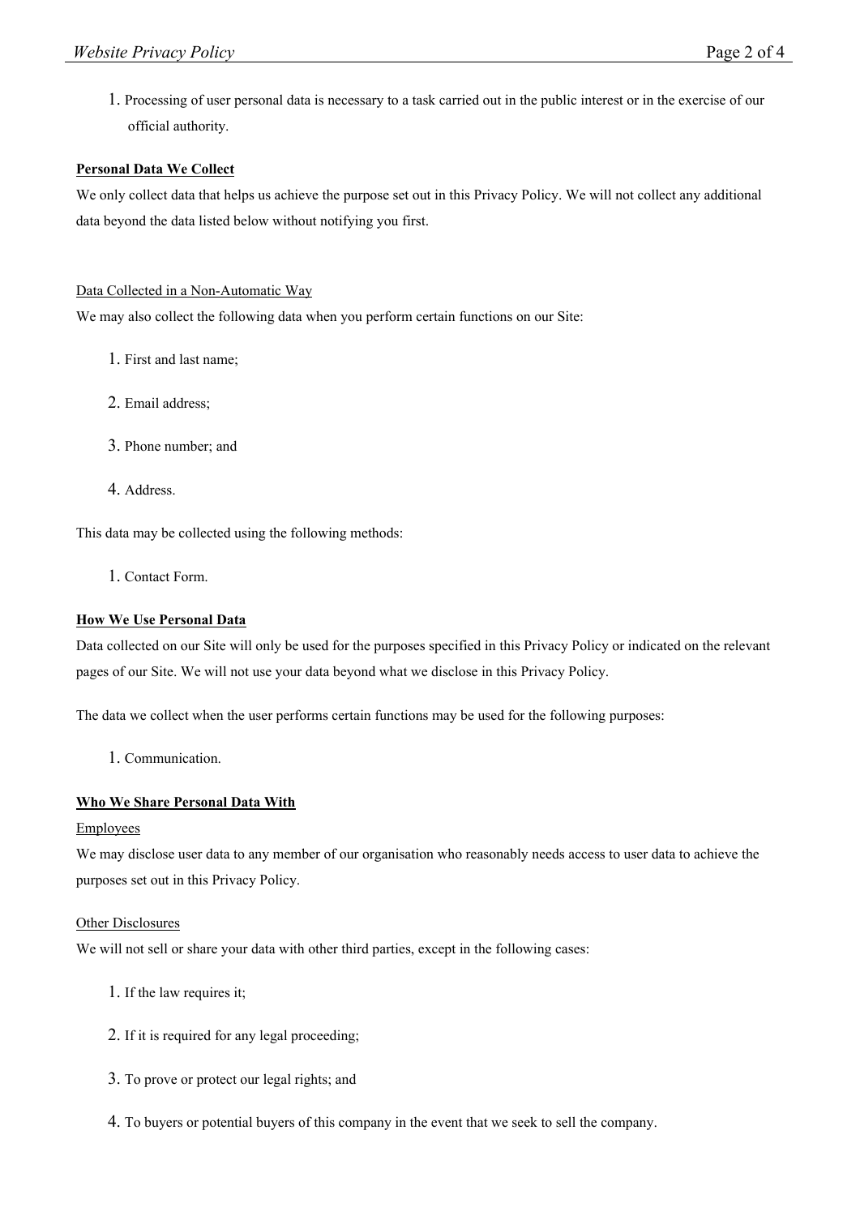1. Processing of user personal data is necessary to a task carried out in the public interest or in the exercise of our official authority.

**Personal Data We Collect**

We only collect data that helps us achieve the purpose set out in this Privacy Policy. We will not collect any additional data beyond the data listed below without notifying you first.

Data Collected in a Non-Automatic Way

We may also collect the following data when you perform certain functions on our Site:

1. First and last name;
2. Email address;
3. Phone number; and
4. Address.

This data may be collected using the following methods:

1. Contact Form.

**How We Use Personal Data**

Data collected on our Site will only be used for the purposes specified in this Privacy Policy or indicated on the relevant pages of our Site. We will not use your data beyond what we disclose in this Privacy Policy.

The data we collect when the user performs certain functions may be used for the following purposes:

1. Communication.

**Who We Share Personal Data With**

Employees

We may disclose user data to any member of our organisation who reasonably needs access to user data to achieve the purposes set out in this Privacy Policy.

Other Disclosures

We will not sell or share your data with other third parties, except in the following cases:

1. If the law requires it;
2. If it is required for any legal proceeding;
3. To prove or protect our legal rights; and
4. To buyers or potential buyers of this company in the event that we seek to sell the company.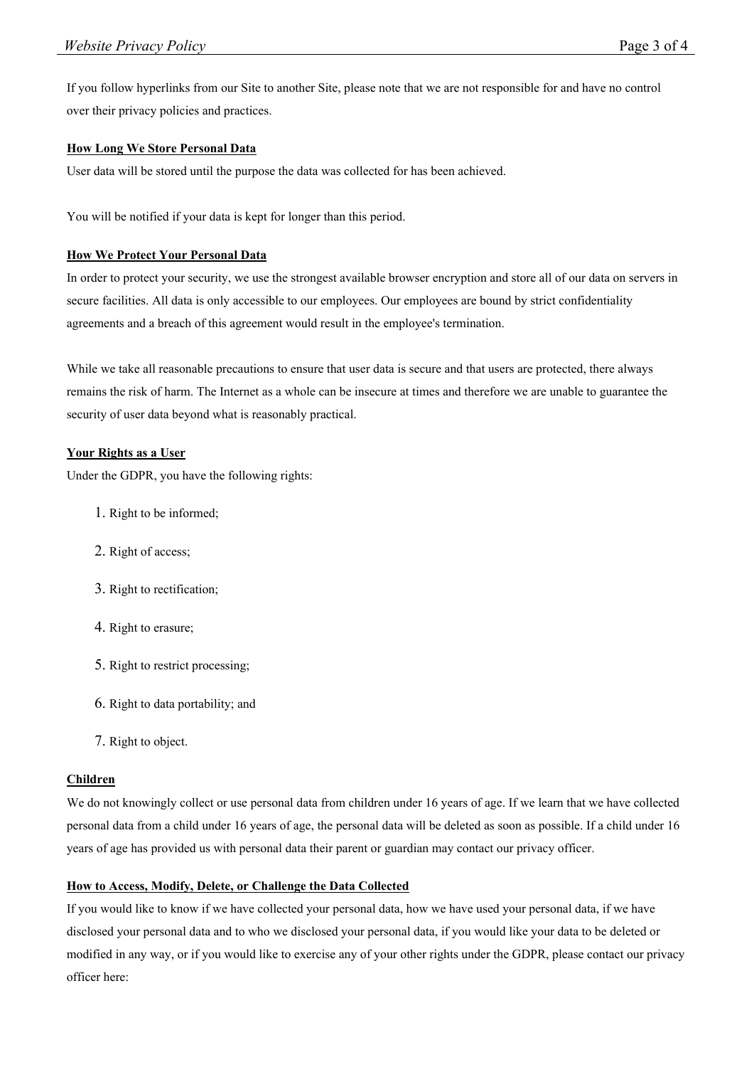If you follow hyperlinks from our Site to another Site, please note that we are not responsible for and have no control over their privacy policies and practices.

**How Long We Store Personal Data**

User data will be stored until the purpose the data was collected for has been achieved.

You will be notified if your data is kept for longer than this period.

**How We Protect Your Personal Data**

In order to protect your security, we use the strongest available browser encryption and store all of our data on servers in secure facilities. All data is only accessible to our employees. Our employees are bound by strict confidentiality agreements and a breach of this agreement would result in the employee's termination.

While we take all reasonable precautions to ensure that user data is secure and that users are protected, there always remains the risk of harm. The Internet as a whole can be insecure at times and therefore we are unable to guarantee the security of user data beyond what is reasonably practical.

**Your Rights as a User**

Under the GDPR, you have the following rights:

1. Right to be informed;
2. Right of access;
3. Right to rectification;
4. Right to erasure;
5. Right to restrict processing;
6. Right to data portability; and
7. Right to object.

**Children**

We do not knowingly collect or use personal data from children under 16 years of age. If we learn that we have collected personal data from a child under 16 years of age, the personal data will be deleted as soon as possible. If a child under 16 years of age has provided us with personal data their parent or guardian may contact our privacy officer.

**How to Access, Modify, Delete, or Challenge the Data Collected**

If you would like to know if we have collected your personal data, how we have used your personal data, if we have disclosed your personal data and to who we disclosed your personal data, if you would like your data to be deleted or modified in any way, or if you would like to exercise any of your other rights under the GDPR, please contact our privacy officer here: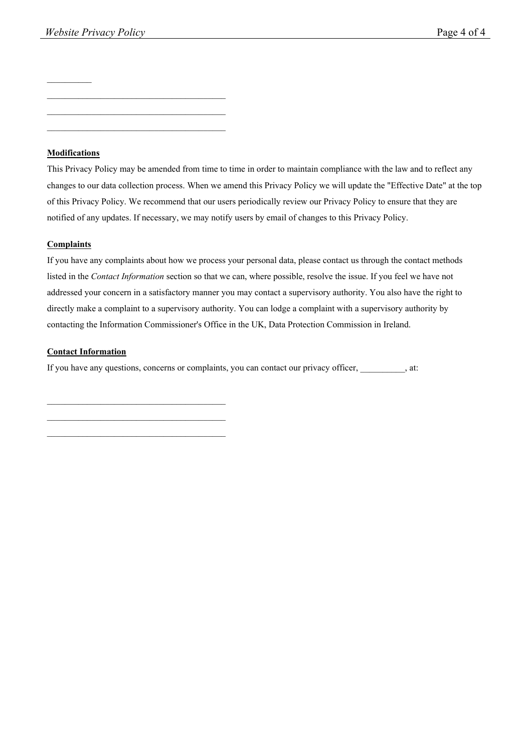__________

________________________________________

________________________________________

________________________________________

**Modifications**

This Privacy Policy may be amended from time to time in order to maintain compliance with the law and to reflect any changes to our data collection process. When we amend this Privacy Policy we will update the "Effective Date" at the top of this Privacy Policy. We recommend that our users periodically review our Privacy Policy to ensure that they are notified of any updates. If necessary, we may notify users by email of changes to this Privacy Policy.

**Complaints**

If you have any complaints about how we process your personal data, please contact us through the contact methods listed in the *Contact Information* section so that we can, where possible, resolve the issue. If you feel we have not addressed your concern in a satisfactory manner you may contact a supervisory authority. You also have the right to directly make a complaint to a supervisory authority. You can lodge a complaint with a supervisory authority by contacting the Information Commissioner's Office in the UK, Data Protection Commission in Ireland.

**Contact Information**

If you have any questions, concerns or complaints, you can contact our privacy officer, __________, at:

________________________________________

________________________________________

________________________________________